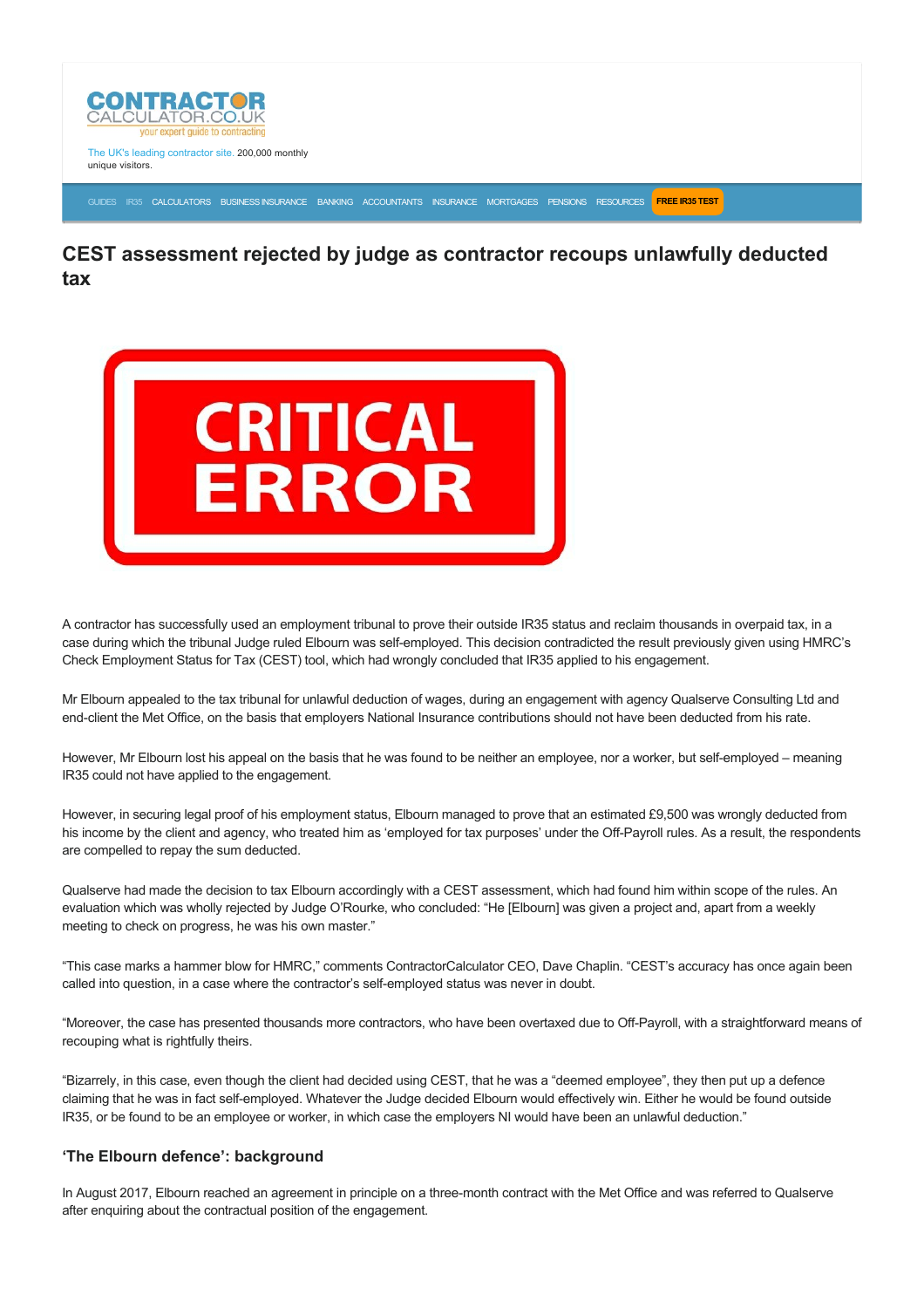CONTRACTOR CALCULATOR.CO.UK
your expert guide to contracting

The UK's leading contractor site. 200,000 monthly unique visitors.

GUIDES IR35 CALCULATORS BUSINESS INSURANCE BANKING ACCOUNTANTS INSURANCE MORTGAGES PENSIONS RESOURCES FREE IR35 TEST

# CEST assessment rejected by judge as contractor recoups unlawfully deducted tax

CRITICAL ERROR

A contractor has successfully used an employment tribunal to prove their outside IR35 status and reclaim thousands in overpaid tax, in a case during which the tribunal Judge ruled Elbourn was self-employed. This decision contradicted the result previously given using HMRC's Check Employment Status for Tax (CEST) tool, which had wrongly concluded that IR35 applied to his engagement.

Mr Elbourn appealed to the tax tribunal for unlawful deduction of wages, during an engagement with agency Qualserve Consulting Ltd and end-client the Met Office, on the basis that employers National Insurance contributions should not have been deducted from his rate.

However, Mr Elbourn lost his appeal on the basis that he was found to be neither an employee, nor a worker, but self-employed – meaning IR35 could not have applied to the engagement.

However, in securing legal proof of his employment status, Elbourn managed to prove that an estimated £9,500 was wrongly deducted from his income by the client and agency, who treated him as 'employed for tax purposes' under the Off-Payroll rules. As a result, the respondents are compelled to repay the sum deducted.

Qualserve had made the decision to tax Elbourn accordingly with a CEST assessment, which had found him within scope of the rules. An evaluation which was wholly rejected by Judge O'Rourke, who concluded: "He [Elbourn] was given a project and, apart from a weekly meeting to check on progress, he was his own master."

"This case marks a hammer blow for HMRC," comments ContractorCalculator CEO, Dave Chaplin. "CEST's accuracy has once again been called into question, in a case where the contractor's self-employed status was never in doubt.

"Moreover, the case has presented thousands more contractors, who have been overtaxed due to Off-Payroll, with a straightforward means of recouping what is rightfully theirs.

"Bizarrely, in this case, even though the client had decided using CEST, that he was a "deemed employee", they then put up a defence claiming that he was in fact self-employed. Whatever the Judge decided Elbourn would effectively win. Either he would be found outside IR35, or be found to be an employee or worker, in which case the employers NI would have been an unlawful deduction."

### 'The Elbourn defence': background

In August 2017, Elbourn reached an agreement in principle on a three-month contract with the Met Office and was referred to Qualserve after enquiring about the contractual position of the engagement.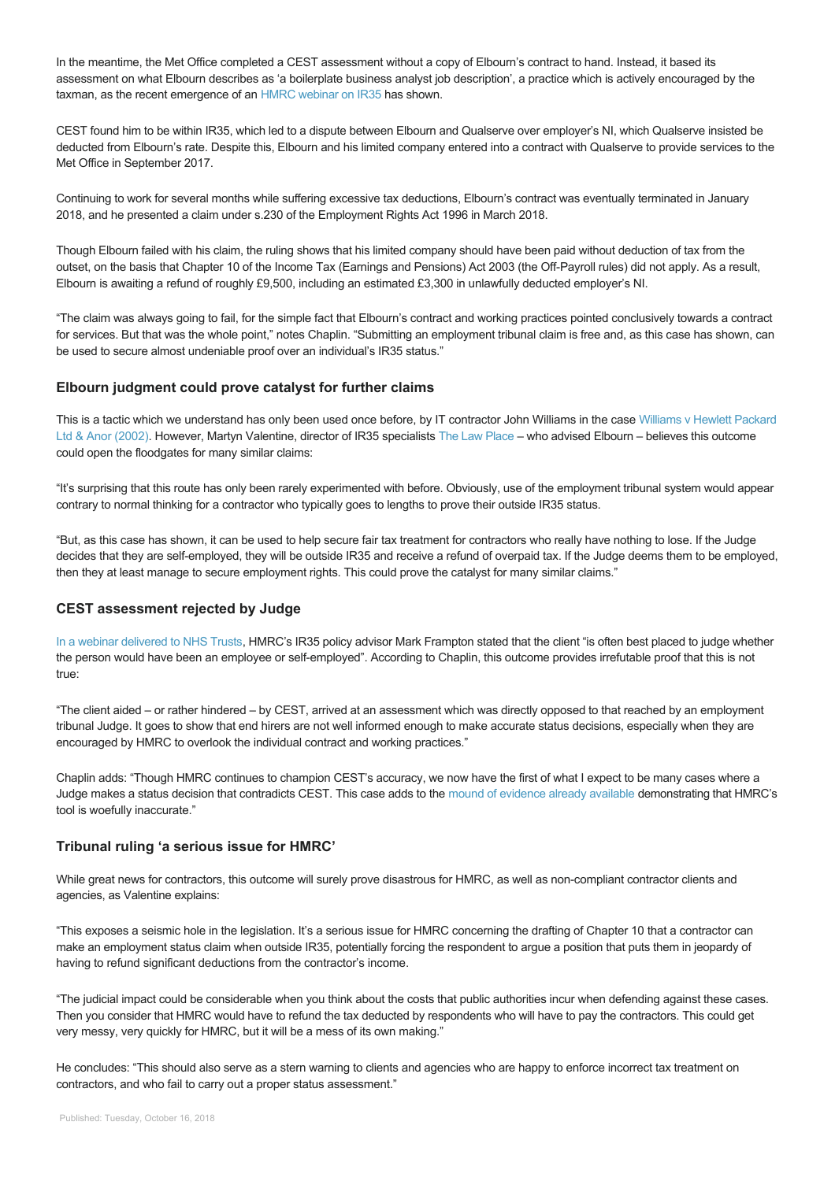In the meantime, the Met Office completed a CEST assessment without a copy of Elbourn's contract to hand. Instead, it based its assessment on what Elbourn describes as 'a boilerplate business analyst job description', a practice which is actively encouraged by the taxman, as the recent emergence of an HMRC webinar on IR35 has shown.

CEST found him to be within IR35, which led to a dispute between Elbourn and Qualserve over employer's NI, which Qualserve insisted be deducted from Elbourn's rate. Despite this, Elbourn and his limited company entered into a contract with Qualserve to provide services to the Met Office in September 2017.

Continuing to work for several months while suffering excessive tax deductions, Elbourn's contract was eventually terminated in January 2018, and he presented a claim under s.230 of the Employment Rights Act 1996 in March 2018.

Though Elbourn failed with his claim, the ruling shows that his limited company should have been paid without deduction of tax from the outset, on the basis that Chapter 10 of the Income Tax (Earnings and Pensions) Act 2003 (the Off-Payroll rules) did not apply. As a result, Elbourn is awaiting a refund of roughly £9,500, including an estimated £3,300 in unlawfully deducted employer's NI.

"The claim was always going to fail, for the simple fact that Elbourn's contract and working practices pointed conclusively towards a contract for services. But that was the whole point," notes Chaplin. "Submitting an employment tribunal claim is free and, as this case has shown, can be used to secure almost undeniable proof over an individual's IR35 status."

### Elbourn judgment could prove catalyst for further claims

This is a tactic which we understand has only been used once before, by IT contractor John Williams in the case Williams v Hewlett Packard Ltd & Anor (2002). However, Martyn Valentine, director of IR35 specialists The Law Place – who advised Elbourn – believes this outcome could open the floodgates for many similar claims:

"It's surprising that this route has only been rarely experimented with before. Obviously, use of the employment tribunal system would appear contrary to normal thinking for a contractor who typically goes to lengths to prove their outside IR35 status.

"But, as this case has shown, it can be used to help secure fair tax treatment for contractors who really have nothing to lose. If the Judge decides that they are self-employed, they will be outside IR35 and receive a refund of overpaid tax. If the Judge deems them to be employed, then they at least manage to secure employment rights. This could prove the catalyst for many similar claims."

### CEST assessment rejected by Judge

In a webinar delivered to NHS Trusts, HMRC's IR35 policy advisor Mark Frampton stated that the client "is often best placed to judge whether the person would have been an employee or self-employed". According to Chaplin, this outcome provides irrefutable proof that this is not true:

"The client aided – or rather hindered – by CEST, arrived at an assessment which was directly opposed to that reached by an employment tribunal Judge. It goes to show that end hirers are not well informed enough to make accurate status decisions, especially when they are encouraged by HMRC to overlook the individual contract and working practices."

Chaplin adds: "Though HMRC continues to champion CEST's accuracy, we now have the first of what I expect to be many cases where a Judge makes a status decision that contradicts CEST. This case adds to the mound of evidence already available demonstrating that HMRC's tool is woefully inaccurate."

### Tribunal ruling 'a serious issue for HMRC'

While great news for contractors, this outcome will surely prove disastrous for HMRC, as well as non-compliant contractor clients and agencies, as Valentine explains:

"This exposes a seismic hole in the legislation. It's a serious issue for HMRC concerning the drafting of Chapter 10 that a contractor can make an employment status claim when outside IR35, potentially forcing the respondent to argue a position that puts them in jeopardy of having to refund significant deductions from the contractor's income.

"The judicial impact could be considerable when you think about the costs that public authorities incur when defending against these cases. Then you consider that HMRC would have to refund the tax deducted by respondents who will have to pay the contractors. This could get very messy, very quickly for HMRC, but it will be a mess of its own making."

He concludes: "This should also serve as a stern warning to clients and agencies who are happy to enforce incorrect tax treatment on contractors, and who fail to carry out a proper status assessment."

Published: Tuesday, October 16, 2018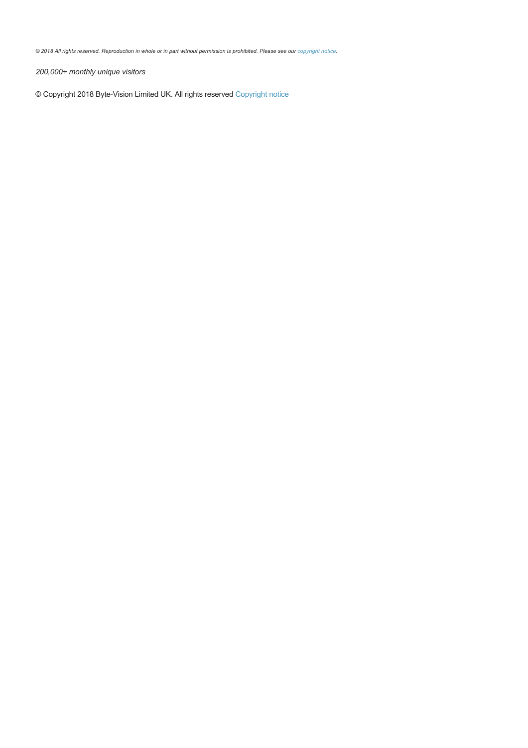*© 2018 All rights reserved. Reproduction in whole or in part without permission is prohibited. Please see our copyright notice.*

*200,000+ monthly unique visitors*

© Copyright 2018 Byte-Vision Limited UK. All rights reserved Copyright notice